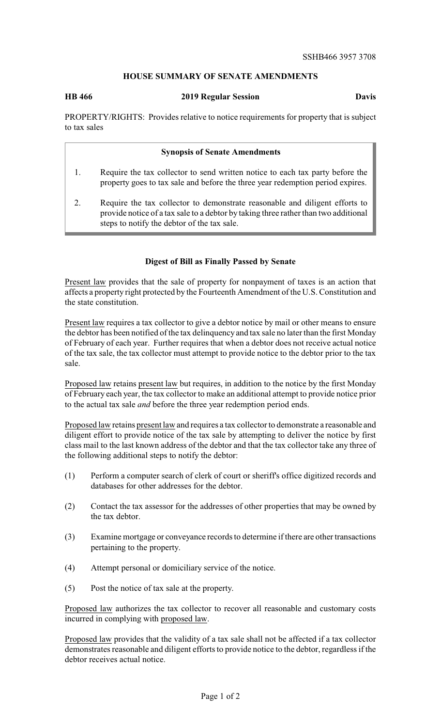SSHB466 3957 3708

## HOUSE SUMMARY OF SENATE AMENDMENTS

**HB 466** **2019 Regular Session** **Davis**

PROPERTY/RIGHTS: Provides relative to notice requirements for property that is subject to tax sales

### Synopsis of Senate Amendments

1. Require the tax collector to send written notice to each tax party before the property goes to tax sale and before the three year redemption period expires.
2. Require the tax collector to demonstrate reasonable and diligent efforts to provide notice of a tax sale to a debtor by taking three rather than two additional steps to notify the debtor of the tax sale.

### Digest of Bill as Finally Passed by Senate

Present law provides that the sale of property for nonpayment of taxes is an action that affects a property right protected by the Fourteenth Amendment of the U.S. Constitution and the state constitution.

Present law requires a tax collector to give a debtor notice by mail or other means to ensure the debtor has been notified of the tax delinquency and tax sale no later than the first Monday of February of each year. Further requires that when a debtor does not receive actual notice of the tax sale, the tax collector must attempt to provide notice to the debtor prior to the tax sale.

Proposed law retains present law but requires, in addition to the notice by the first Monday of February each year, the tax collector to make an additional attempt to provide notice prior to the actual tax sale *and* before the three year redemption period ends.

Proposed law retains present law and requires a tax collector to demonstrate a reasonable and diligent effort to provide notice of the tax sale by attempting to deliver the notice by first class mail to the last known address of the debtor and that the tax collector take any three of the following additional steps to notify the debtor:

(1) Perform a computer search of clerk of court or sheriff's office digitized records and databases for other addresses for the debtor.

(2) Contact the tax assessor for the addresses of other properties that may be owned by the tax debtor.

(3) Examine mortgage or conveyance records to determine if there are other transactions pertaining to the property.

(4) Attempt personal or domiciliary service of the notice.

(5) Post the notice of tax sale at the property.

Proposed law authorizes the tax collector to recover all reasonable and customary costs incurred in complying with proposed law.

Proposed law provides that the validity of a tax sale shall not be affected if a tax collector demonstrates reasonable and diligent efforts to provide notice to the debtor, regardless if the debtor receives actual notice.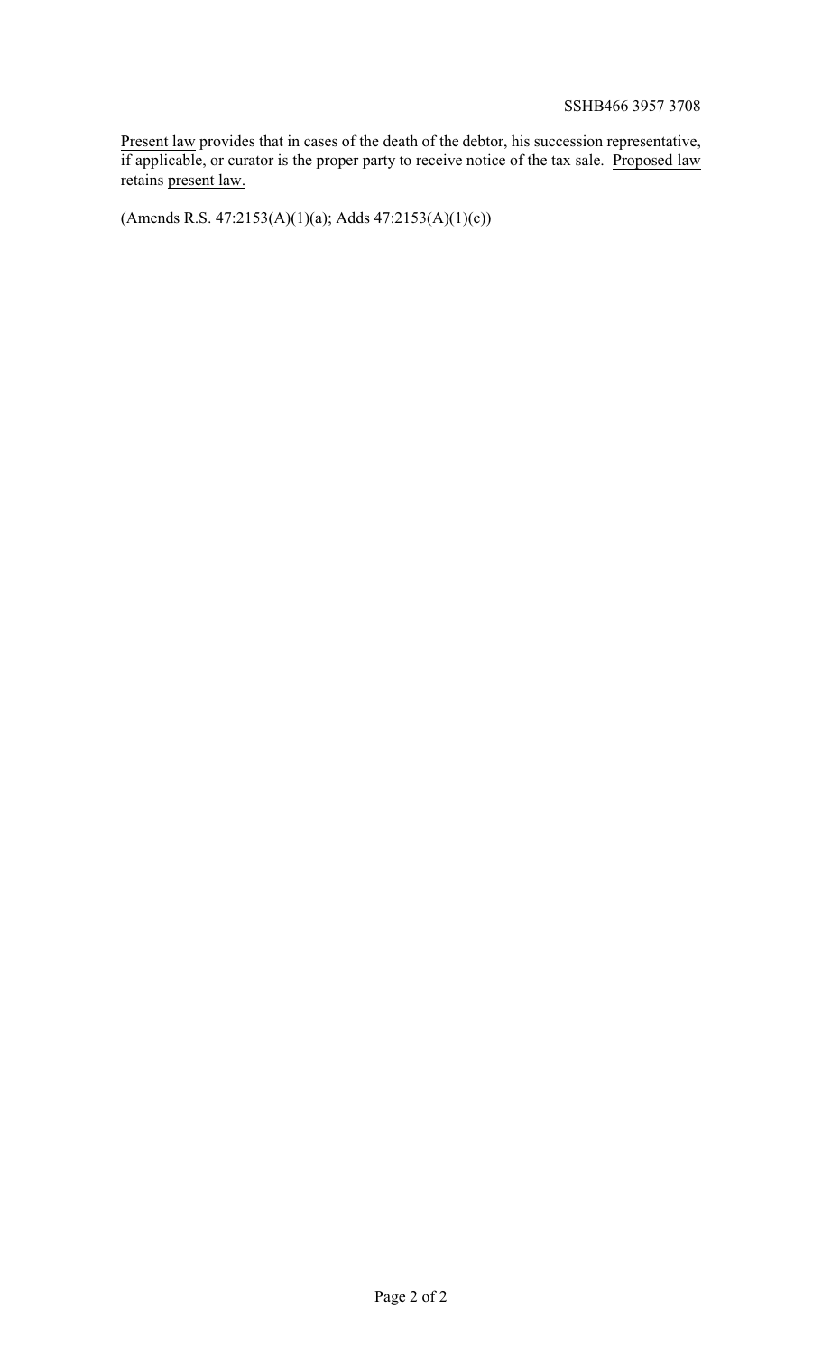Present law provides that in cases of the death of the debtor, his succession representative, if applicable, or curator is the proper party to receive notice of the tax sale. Proposed law retains present law.

(Amends R.S. 47:2153(A)(1)(a); Adds 47:2153(A)(1)(c))